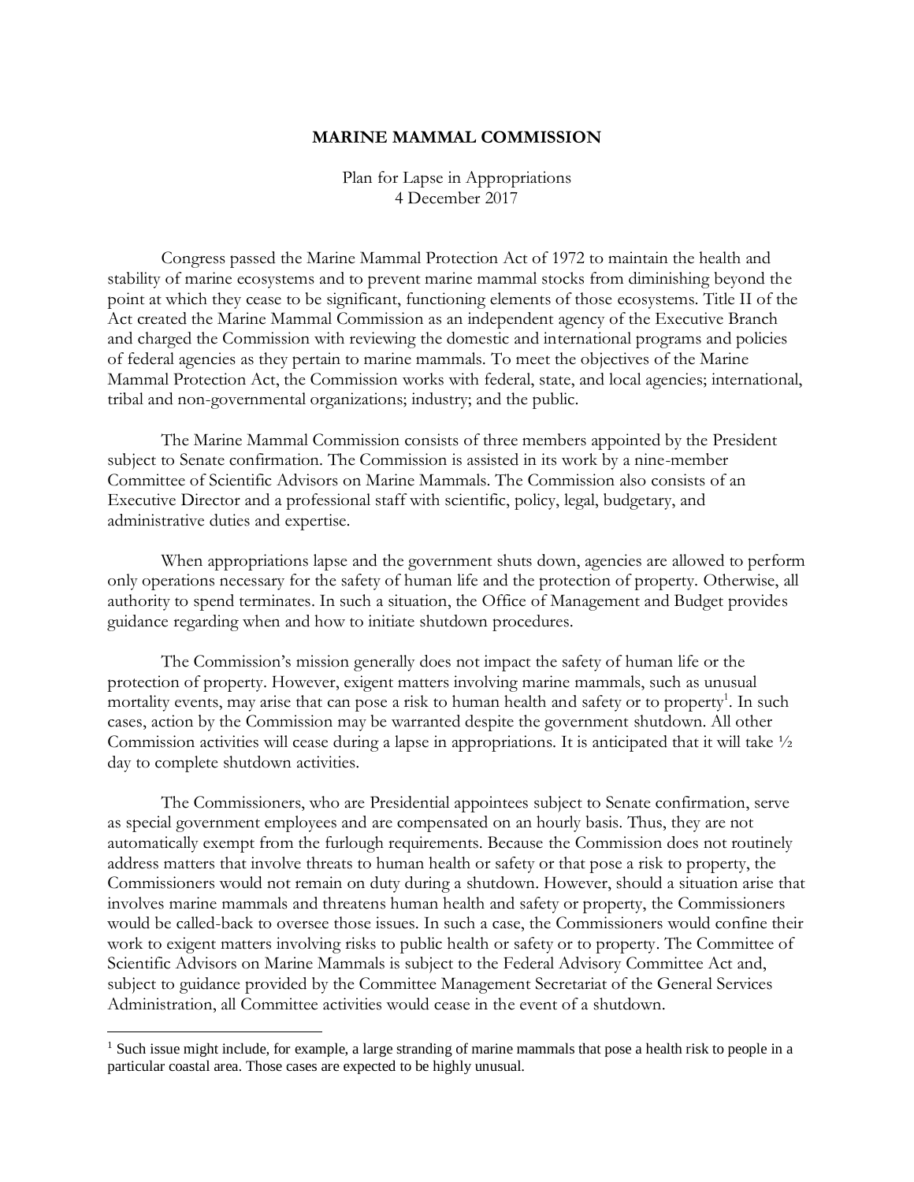# MARINE MAMMAL COMMISSION

Plan for Lapse in Appropriations
4 December 2017

Congress passed the Marine Mammal Protection Act of 1972 to maintain the health and stability of marine ecosystems and to prevent marine mammal stocks from diminishing beyond the point at which they cease to be significant, functioning elements of those ecosystems. Title II of the Act created the Marine Mammal Commission as an independent agency of the Executive Branch and charged the Commission with reviewing the domestic and international programs and policies of federal agencies as they pertain to marine mammals. To meet the objectives of the Marine Mammal Protection Act, the Commission works with federal, state, and local agencies; international, tribal and non-governmental organizations; industry; and the public.

The Marine Mammal Commission consists of three members appointed by the President subject to Senate confirmation. The Commission is assisted in its work by a nine-member Committee of Scientific Advisors on Marine Mammals. The Commission also consists of an Executive Director and a professional staff with scientific, policy, legal, budgetary, and administrative duties and expertise.

When appropriations lapse and the government shuts down, agencies are allowed to perform only operations necessary for the safety of human life and the protection of property. Otherwise, all authority to spend terminates. In such a situation, the Office of Management and Budget provides guidance regarding when and how to initiate shutdown procedures.

The Commission's mission generally does not impact the safety of human life or the protection of property. However, exigent matters involving marine mammals, such as unusual mortality events, may arise that can pose a risk to human health and safety or to property[1]. In such cases, action by the Commission may be warranted despite the government shutdown. All other Commission activities will cease during a lapse in appropriations. It is anticipated that it will take ½ day to complete shutdown activities.

The Commissioners, who are Presidential appointees subject to Senate confirmation, serve as special government employees and are compensated on an hourly basis. Thus, they are not automatically exempt from the furlough requirements. Because the Commission does not routinely address matters that involve threats to human health or safety or that pose a risk to property, the Commissioners would not remain on duty during a shutdown. However, should a situation arise that involves marine mammals and threatens human health and safety or property, the Commissioners would be called-back to oversee those issues. In such a case, the Commissioners would confine their work to exigent matters involving risks to public health or safety or to property. The Committee of Scientific Advisors on Marine Mammals is subject to the Federal Advisory Committee Act and, subject to guidance provided by the Committee Management Secretariat of the General Services Administration, all Committee activities would cease in the event of a shutdown.

---

[1] Such issue might include, for example, a large stranding of marine mammals that pose a health risk to people in a particular coastal area. Those cases are expected to be highly unusual.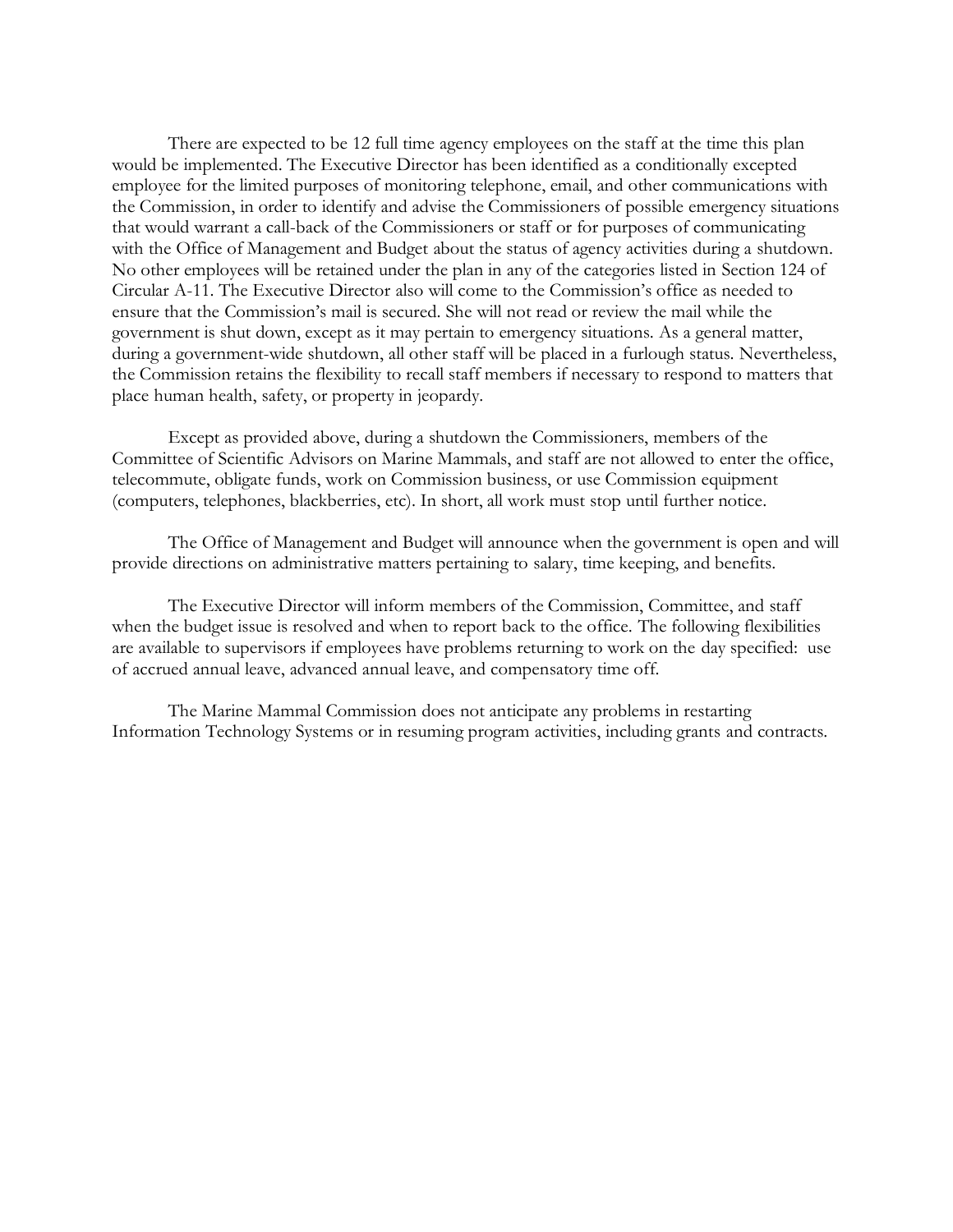There are expected to be 12 full time agency employees on the staff at the time this plan would be implemented. The Executive Director has been identified as a conditionally excepted employee for the limited purposes of monitoring telephone, email, and other communications with the Commission, in order to identify and advise the Commissioners of possible emergency situations that would warrant a call-back of the Commissioners or staff or for purposes of communicating with the Office of Management and Budget about the status of agency activities during a shutdown. No other employees will be retained under the plan in any of the categories listed in Section 124 of Circular A-11. The Executive Director also will come to the Commission's office as needed to ensure that the Commission's mail is secured. She will not read or review the mail while the government is shut down, except as it may pertain to emergency situations. As a general matter, during a government-wide shutdown, all other staff will be placed in a furlough status. Nevertheless, the Commission retains the flexibility to recall staff members if necessary to respond to matters that place human health, safety, or property in jeopardy.

Except as provided above, during a shutdown the Commissioners, members of the Committee of Scientific Advisors on Marine Mammals, and staff are not allowed to enter the office, telecommute, obligate funds, work on Commission business, or use Commission equipment (computers, telephones, blackberries, etc). In short, all work must stop until further notice.

The Office of Management and Budget will announce when the government is open and will provide directions on administrative matters pertaining to salary, time keeping, and benefits.

The Executive Director will inform members of the Commission, Committee, and staff when the budget issue is resolved and when to report back to the office. The following flexibilities are available to supervisors if employees have problems returning to work on the day specified: use of accrued annual leave, advanced annual leave, and compensatory time off.

The Marine Mammal Commission does not anticipate any problems in restarting Information Technology Systems or in resuming program activities, including grants and contracts.